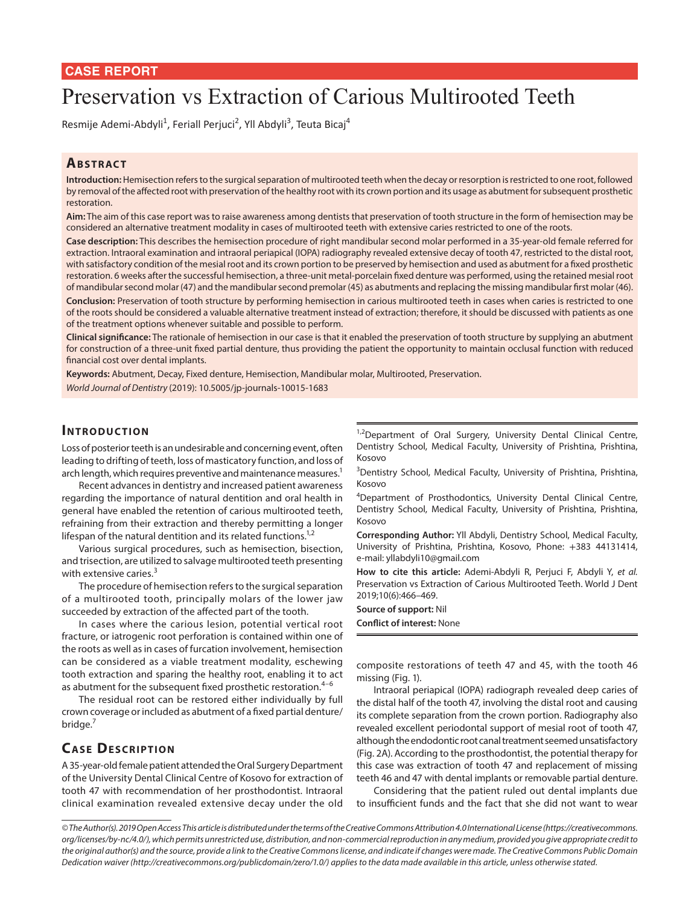CASE REPORT

# Preservation vs Extraction of Carious Multirooted Teeth

Resmije Ademi-Abdyli[1], Feriall Perjuci[2], Yll Abdyli[3], Teuta Bicaj[4]

## Abstract

**Introduction:** Hemisection refers to the surgical separation of multirooted teeth when the decay or resorption is restricted to one root, followed by removal of the affected root with preservation of the healthy root with its crown portion and its usage as abutment for subsequent prosthetic restoration.

**Aim:** The aim of this case report was to raise awareness among dentists that preservation of tooth structure in the form of hemisection may be considered an alternative treatment modality in cases of multirooted teeth with extensive caries restricted to one of the roots.

**Case description:** This describes the hemisection procedure of right mandibular second molar performed in a 35-year-old female referred for extraction. Intraoral examination and intraoral periapical (IOPA) radiography revealed extensive decay of tooth 47, restricted to the distal root, with satisfactory condition of the mesial root and its crown portion to be preserved by hemisection and used as abutment for a fixed prosthetic restoration. 6 weeks after the successful hemisection, a three-unit metal-porcelain fixed denture was performed, using the retained mesial root of mandibular second molar (47) and the mandibular second premolar (45) as abutments and replacing the missing mandibular first molar (46).

**Conclusion:** Preservation of tooth structure by performing hemisection in carious multirooted teeth in cases when caries is restricted to one of the roots should be considered a valuable alternative treatment instead of extraction; therefore, it should be discussed with patients as one of the treatment options whenever suitable and possible to perform.

**Clinical significance:** The rationale of hemisection in our case is that it enabled the preservation of tooth structure by supplying an abutment for construction of a three-unit fixed partial denture, thus providing the patient the opportunity to maintain occlusal function with reduced financial cost over dental implants.

**Keywords:** Abutment, Decay, Fixed denture, Hemisection, Mandibular molar, Multirooted, Preservation.

*World Journal of Dentistry* (2019): 10.5005/jp-journals-10015-1683

## Introduction

Loss of posterior teeth is an undesirable and concerning event, often leading to drifting of teeth, loss of masticatory function, and loss of arch length, which requires preventive and maintenance measures.[1]

Recent advances in dentistry and increased patient awareness regarding the importance of natural dentition and oral health in general have enabled the retention of carious multirooted teeth, refraining from their extraction and thereby permitting a longer lifespan of the natural dentition and its related functions.[1,2]

Various surgical procedures, such as hemisection, bisection, and trisection, are utilized to salvage multirooted teeth presenting with extensive caries.[3]

The procedure of hemisection refers to the surgical separation of a multirooted tooth, principally molars of the lower jaw succeeded by extraction of the affected part of the tooth.

In cases where the carious lesion, potential vertical root fracture, or iatrogenic root perforation is contained within one of the roots as well as in cases of furcation involvement, hemisection can be considered as a viable treatment modality, eschewing tooth extraction and sparing the healthy root, enabling it to act as abutment for the subsequent fixed prosthetic restoration.[4–6]

The residual root can be restored either individually by full crown coverage or included as abutment of a fixed partial denture/bridge.[7]

## Case Description

A 35-year-old female patient attended the Oral Surgery Department of the University Dental Clinical Centre of Kosovo for extraction of tooth 47 with recommendation of her prosthodontist. Intraoral clinical examination revealed extensive decay under the old composite restorations of teeth 47 and 45, with the tooth 46 missing (Fig. 1).

Intraoral periapical (IOPA) radiograph revealed deep caries of the distal half of the tooth 47, involving the distal root and causing its complete separation from the crown portion. Radiography also revealed excellent periodontal support of mesial root of tooth 47, although the endodontic root canal treatment seemed unsatisfactory (Fig. 2A). According to the prosthodontist, the potential therapy for this case was extraction of tooth 47 and replacement of missing teeth 46 and 47 with dental implants or removable partial denture.

Considering that the patient ruled out dental implants due to insufficient funds and the fact that she did not want to wear

---

[1,2]Department of Oral Surgery, University Dental Clinical Centre, Dentistry School, Medical Faculty, University of Prishtina, Prishtina, Kosovo

[3]Dentistry School, Medical Faculty, University of Prishtina, Prishtina, Kosovo

[4]Department of Prosthodontics, University Dental Clinical Centre, Dentistry School, Medical Faculty, University of Prishtina, Prishtina, Kosovo

**Corresponding Author:** Yll Abdyli, Dentistry School, Medical Faculty, University of Prishtina, Prishtina, Kosovo, Phone: +383 44131414, e-mail: yllabdyli10@gmail.com

**How to cite this article:** Ademi-Abdyli R, Perjuci F, Abdyli Y, *et al.* Preservation vs Extraction of Carious Multirooted Teeth. World J Dent 2019;10(6):466–469.

**Source of support:** Nil

**Conflict of interest:** None

---

*© The Author(s). 2019 Open Access This article is distributed under the terms of the Creative Commons Attribution 4.0 International License (https://creativecommons.org/licenses/by-nc/4.0/), which permits unrestricted use, distribution, and non-commercial reproduction in any medium, provided you give appropriate credit to the original author(s) and the source, provide a link to the Creative Commons license, and indicate if changes were made. The Creative Commons Public Domain Dedication waiver (http://creativecommons.org/publicdomain/zero/1.0/) applies to the data made available in this article, unless otherwise stated.*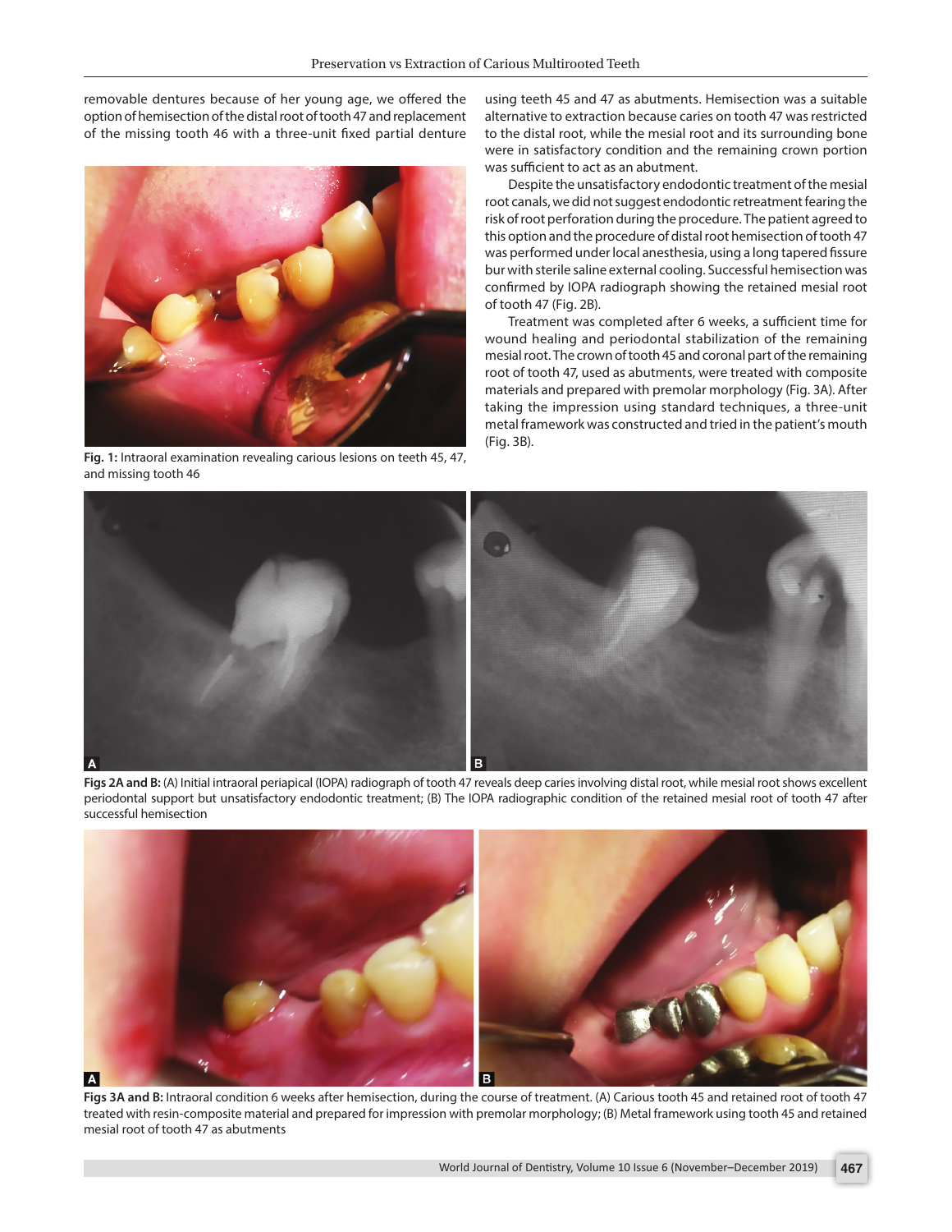removable dentures because of her young age, we offered the option of hemisection of the distal root of tooth 47 and replacement of the missing tooth 46 with a three-unit fixed partial denture using teeth 45 and 47 as abutments. Hemisection was a suitable alternative to extraction because caries on tooth 47 was restricted to the distal root, while the mesial root and its surrounding bone were in satisfactory condition and the remaining crown portion was sufficient to act as an abutment.

Fig. 1: Intraoral examination revealing carious lesions on teeth 45, 47, and missing tooth 46

Despite the unsatisfactory endodontic treatment of the mesial root canals, we did not suggest endodontic retreatment fearing the risk of root perforation during the procedure. The patient agreed to this option and the procedure of distal root hemisection of tooth 47 was performed under local anesthesia, using a long tapered fissure bur with sterile saline external cooling. Successful hemisection was confirmed by IOPA radiograph showing the retained mesial root of tooth 47 (Fig. 2B).

Treatment was completed after 6 weeks, a sufficient time for wound healing and periodontal stabilization of the remaining mesial root. The crown of tooth 45 and coronal part of the remaining root of tooth 47, used as abutments, were treated with composite materials and prepared with premolar morphology (Fig. 3A). After taking the impression using standard techniques, a three-unit metal framework was constructed and tried in the patient's mouth (Fig. 3B).

Figs 2A and B: (A) Initial intraoral periapical (IOPA) radiograph of tooth 47 reveals deep caries involving distal root, while mesial root shows excellent periodontal support but unsatisfactory endodontic treatment; (B) The IOPA radiographic condition of the retained mesial root of tooth 47 after successful hemisection

Figs 3A and B: Intraoral condition 6 weeks after hemisection, during the course of treatment. (A) Carious tooth 45 and retained root of tooth 47 treated with resin-composite material and prepared for impression with premolar morphology; (B) Metal framework using tooth 45 and retained mesial root of tooth 47 as abutments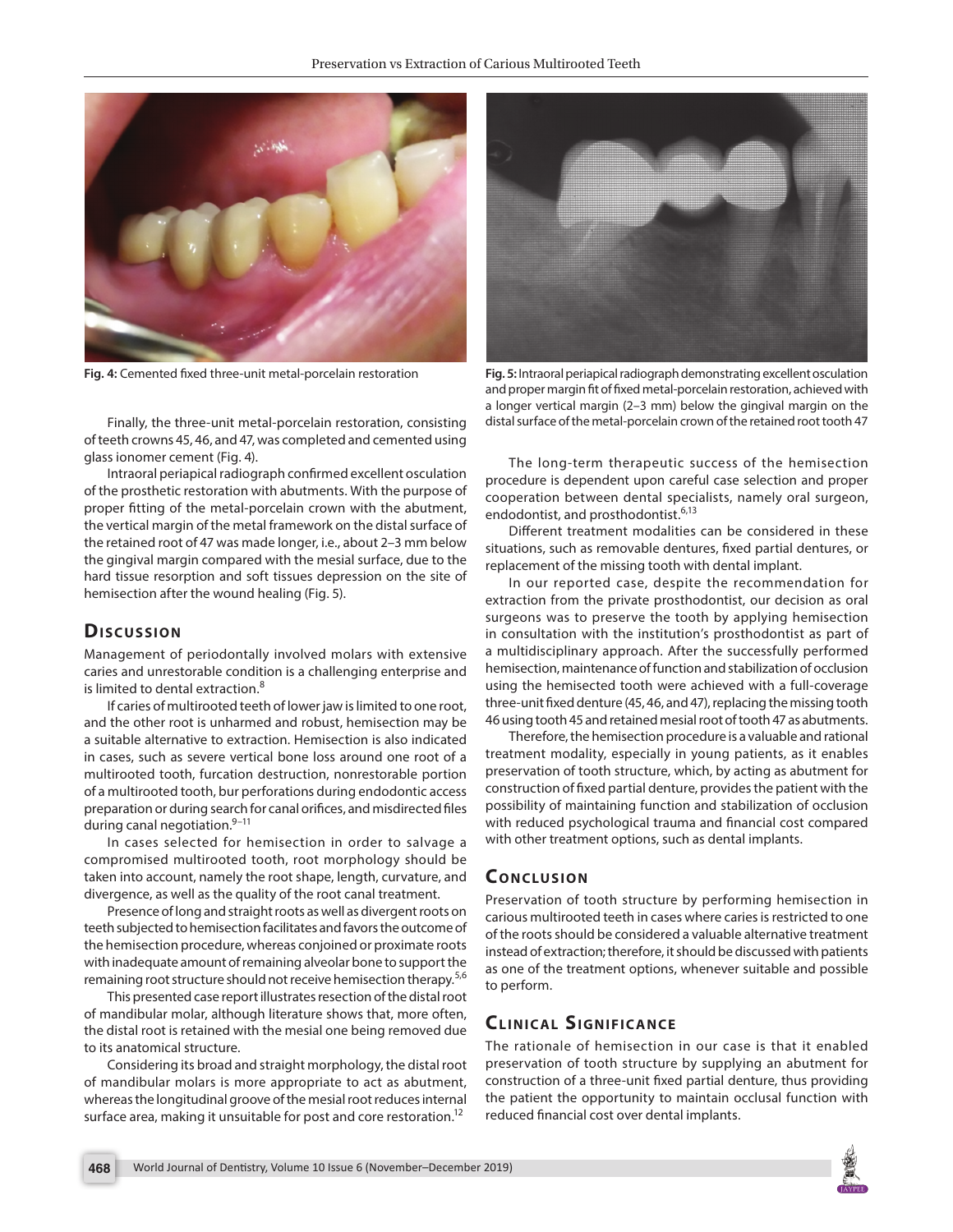Fig. 4: Cemented fixed three-unit metal-porcelain restoration

Fig. 5: Intraoral periapical radiograph demonstrating excellent osculation and proper margin fit of fixed metal-porcelain restoration, achieved with a longer vertical margin (2–3 mm) below the gingival margin on the distal surface of the metal-porcelain crown of the retained root tooth 47

Finally, the three-unit metal-porcelain restoration, consisting of teeth crowns 45, 46, and 47, was completed and cemented using glass ionomer cement (Fig. 4).

Intraoral periapical radiograph confirmed excellent osculation of the prosthetic restoration with abutments. With the purpose of proper fitting of the metal-porcelain crown with the abutment, the vertical margin of the metal framework on the distal surface of the retained root of 47 was made longer, i.e., about 2–3 mm below the gingival margin compared with the mesial surface, due to the hard tissue resorption and soft tissues depression on the site of hemisection after the wound healing (Fig. 5).

## Discussion

Management of periodontally involved molars with extensive caries and unrestorable condition is a challenging enterprise and is limited to dental extraction.[8]

If caries of multirooted teeth of lower jaw is limited to one root, and the other root is unharmed and robust, hemisection may be a suitable alternative to extraction. Hemisection is also indicated in cases, such as severe vertical bone loss around one root of a multirooted tooth, furcation destruction, nonrestorable portion of a multirooted tooth, bur perforations during endodontic access preparation or during search for canal orifices, and misdirected files during canal negotiation.[9–11]

In cases selected for hemisection in order to salvage a compromised multirooted tooth, root morphology should be taken into account, namely the root shape, length, curvature, and divergence, as well as the quality of the root canal treatment.

Presence of long and straight roots as well as divergent roots on teeth subjected to hemisection facilitates and favors the outcome of the hemisection procedure, whereas conjoined or proximate roots with inadequate amount of remaining alveolar bone to support the remaining root structure should not receive hemisection therapy.[5,6]

This presented case report illustrates resection of the distal root of mandibular molar, although literature shows that, more often, the distal root is retained with the mesial one being removed due to its anatomical structure.

Considering its broad and straight morphology, the distal root of mandibular molars is more appropriate to act as abutment, whereas the longitudinal groove of the mesial root reduces internal surface area, making it unsuitable for post and core restoration.[12]

The long-term therapeutic success of the hemisection procedure is dependent upon careful case selection and proper cooperation between dental specialists, namely oral surgeon, endodontist, and prosthodontist.[6,13]

Different treatment modalities can be considered in these situations, such as removable dentures, fixed partial dentures, or replacement of the missing tooth with dental implant.

In our reported case, despite the recommendation for extraction from the private prosthodontist, our decision as oral surgeons was to preserve the tooth by applying hemisection in consultation with the institution's prosthodontist as part of a multidisciplinary approach. After the successfully performed hemisection, maintenance of function and stabilization of occlusion using the hemisected tooth were achieved with a full-coverage three-unit fixed denture (45, 46, and 47), replacing the missing tooth 46 using tooth 45 and retained mesial root of tooth 47 as abutments.

Therefore, the hemisection procedure is a valuable and rational treatment modality, especially in young patients, as it enables preservation of tooth structure, which, by acting as abutment for construction of fixed partial denture, provides the patient with the possibility of maintaining function and stabilization of occlusion with reduced psychological trauma and financial cost compared with other treatment options, such as dental implants.

## Conclusion

Preservation of tooth structure by performing hemisection in carious multirooted teeth in cases where caries is restricted to one of the roots should be considered a valuable alternative treatment instead of extraction; therefore, it should be discussed with patients as one of the treatment options, whenever suitable and possible to perform.

## Clinical Significance

The rationale of hemisection in our case is that it enabled preservation of tooth structure by supplying an abutment for construction of a three-unit fixed partial denture, thus providing the patient the opportunity to maintain occlusal function with reduced financial cost over dental implants.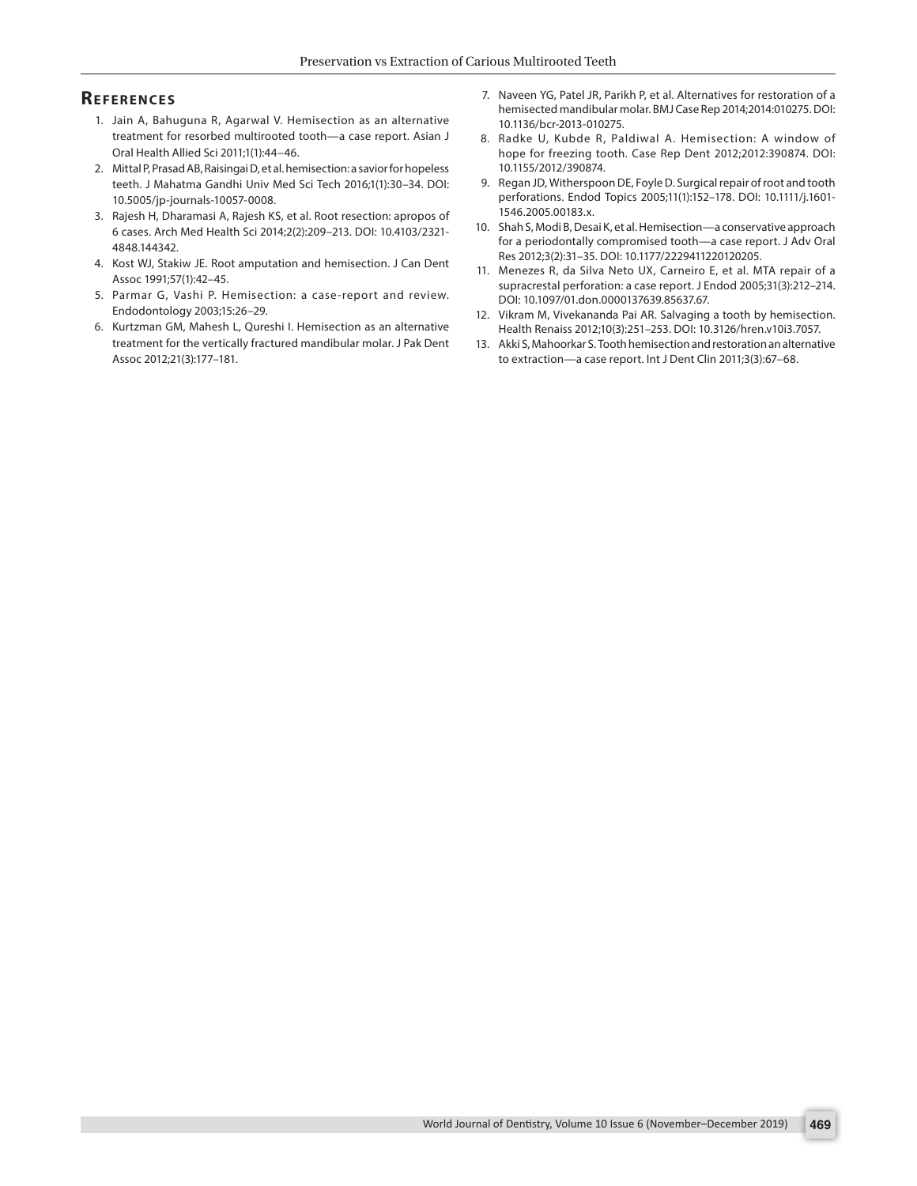## References

1. Jain A, Bahuguna R, Agarwal V. Hemisection as an alternative treatment for resorbed multirooted tooth—a case report. Asian J Oral Health Allied Sci 2011;1(1):44–46.
2. Mittal P, Prasad AB, Raisingai D, et al. hemisection: a savior for hopeless teeth. J Mahatma Gandhi Univ Med Sci Tech 2016;1(1):30–34. DOI: 10.5005/jp-journals-10057-0008.
3. Rajesh H, Dharamasi A, Rajesh KS, et al. Root resection: apropos of 6 cases. Arch Med Health Sci 2014;2(2):209–213. DOI: 10.4103/2321-4848.144342.
4. Kost WJ, Stakiw JE. Root amputation and hemisection. J Can Dent Assoc 1991;57(1):42–45.
5. Parmar G, Vashi P. Hemisection: a case-report and review. Endodontology 2003;15:26–29.
6. Kurtzman GM, Mahesh L, Qureshi I. Hemisection as an alternative treatment for the vertically fractured mandibular molar. J Pak Dent Assoc 2012;21(3):177–181.
7. Naveen YG, Patel JR, Parikh P, et al. Alternatives for restoration of a hemisected mandibular molar. BMJ Case Rep 2014;2014:010275. DOI: 10.1136/bcr-2013-010275.
8. Radke U, Kubde R, Paldiwal A. Hemisection: A window of hope for freezing tooth. Case Rep Dent 2012;2012:390874. DOI: 10.1155/2012/390874.
9. Regan JD, Witherspoon DE, Foyle D. Surgical repair of root and tooth perforations. Endod Topics 2005;11(1):152–178. DOI: 10.1111/j.1601-1546.2005.00183.x.
10. Shah S, Modi B, Desai K, et al. Hemisection—a conservative approach for a periodontally compromised tooth—a case report. J Adv Oral Res 2012;3(2):31–35. DOI: 10.1177/2229411220120205.
11. Menezes R, da Silva Neto UX, Carneiro E, et al. MTA repair of a supracrestal perforation: a case report. J Endod 2005;31(3):212–214. DOI: 10.1097/01.don.0000137639.85637.67.
12. Vikram M, Vivekananda Pai AR. Salvaging a tooth by hemisection. Health Renaiss 2012;10(3):251–253. DOI: 10.3126/hren.v10i3.7057.
13. Akki S, Mahoorkar S. Tooth hemisection and restoration an alternative to extraction—a case report. Int J Dent Clin 2011;3(3):67–68.